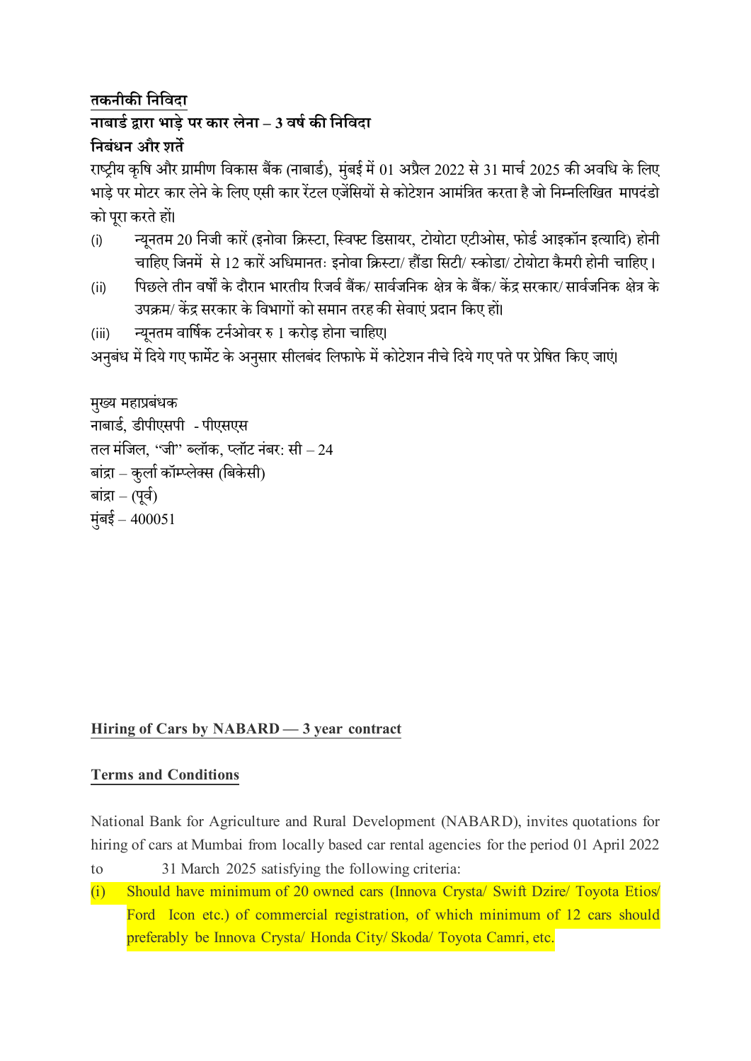**तकनीकी निविदा**

**नाबार्ड द्वारा भाड़े पर कार लेना – 3 वर्ष की निविदा**

**निबंधन और शर्तें**

राष्ट्रीय कृषि और ग्रामीण विकास बैंक (नाबार्ड), मुंबई में 01 अप्रैल 2022 से 31 मार्च 2025 की अवधि के लिए भाड़े पर मोटर कार लेने के लिए एसी कार रेंटल एजेंसियों से कोटेशन आमंत्रित करता है जो निम्नलिखित मापदंडो को पूरा करते हों।

(i) न्यूनतम 20 निजी कारें (इनोवा क्रिस्टा, स्विफ्ट डिसायर, टोयोटा एटीओस, फोर्ड आइकॉन इत्यादि) होनी चाहिए जिनमें से 12 कारें अधिमानतः इनोवा क्रिस्टा/ हौंडा सिटी/ स्कोडा/ टोयोटा कैमरी होनी चाहिए।

(ii) पिछले तीन वर्षों के दौरान भारतीय रिजर्व बैंक/ सार्वजनिक क्षेत्र के बैंक/ केंद्र सरकार/ सार्वजनिक क्षेत्र के उपक्रम/ केंद्र सरकार के विभागों को समान तरह की सेवाएं प्रदान किए हों।

(iii) न्यूनतम वार्षिक टर्नओवर रु 1 करोड़ होना चाहिए।

अनुबंध में दिये गए फार्मेट के अनुसार सीलबंद लिफाफे में कोटेशन नीचे दिये गए पते पर प्रेषित किए जाएं।

मुख्य महाप्रबंधक
नाबार्ड, डीपीएसपी - पीएसएस
तल मंजिल, "जी" ब्लॉक, प्लॉट नंबर: सी – 24
बांद्रा – कुर्ला कॉम्प्लेक्स (बिकेसी)
बांद्रा – (पूर्व)
मुंबई – 400051

**Hiring of Cars by NABARD — 3 year contract**

**Terms and Conditions**

National Bank for Agriculture and Rural Development (NABARD), invites quotations for hiring of cars at Mumbai from locally based car rental agencies for the period 01 April 2022 to 31 March 2025 satisfying the following criteria:

(i) Should have minimum of 20 owned cars (Innova Crysta/ Swift Dzire/ Toyota Etios/ Ford Icon etc.) of commercial registration, of which minimum of 12 cars should preferably be Innova Crysta/ Honda City/ Skoda/ Toyota Camri, etc.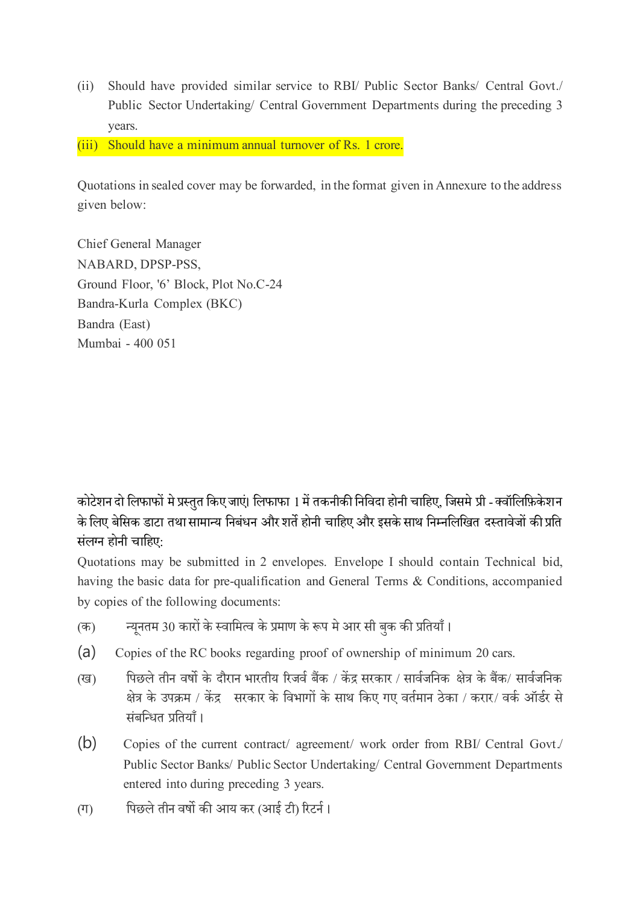(ii) Should have provided similar service to RBI/ Public Sector Banks/ Central Govt./ Public Sector Undertaking/ Central Government Departments during the preceding 3 years.

(iii) Should have a minimum annual turnover of Rs. 1 crore.

Quotations in sealed cover may be forwarded, in the format given in Annexure to the address given below:

Chief General Manager
NABARD, DPSP-PSS,
Ground Floor, '6' Block, Plot No.C-24
Bandra-Kurla Complex (BKC)
Bandra (East)
Mumbai - 400 051

कोटेशन दो लिफाफों मे प्रस्तुत किए जाएं। लिफाफा 1 में तकनीकी निविदा होनी चाहिए, जिसमे प्री - क्वॉलिफ़िकेशन के लिए बेसिक डाटा तथा सामान्य निबंधन और शर्ते होनी चाहिए और इसके साथ निम्नलिखित दस्तावेजों की प्रति संलग्न होनी चाहिए:

Quotations may be submitted in 2 envelopes. Envelope I should contain Technical bid, having the basic data for pre-qualification and General Terms & Conditions, accompanied by copies of the following documents:

(क) न्यूनतम 30 कारों के स्वामित्व के प्रमाण के रूप मे आर सी बुक की प्रतियाँ।

(a) Copies of the RC books regarding proof of ownership of minimum 20 cars.

(ख) पिछले तीन वर्षो के दौरान भारतीय रिजर्व बैंक / केंद्र सरकार / सार्वजनिक क्षेत्र के बैंक/ सार्वजनिक क्षेत्र के उपक्रम / केंद्र सरकार के विभागों के साथ किए गए वर्तमान ठेका / करार/ वर्क ऑर्डर से संबन्धित प्रतियाँ।

(b) Copies of the current contract/ agreement/ work order from RBI/ Central Govt./ Public Sector Banks/ Public Sector Undertaking/ Central Government Departments entered into during preceding 3 years.

(ग) पिछले तीन वर्षो की आय कर (आई टी) रिटर्न।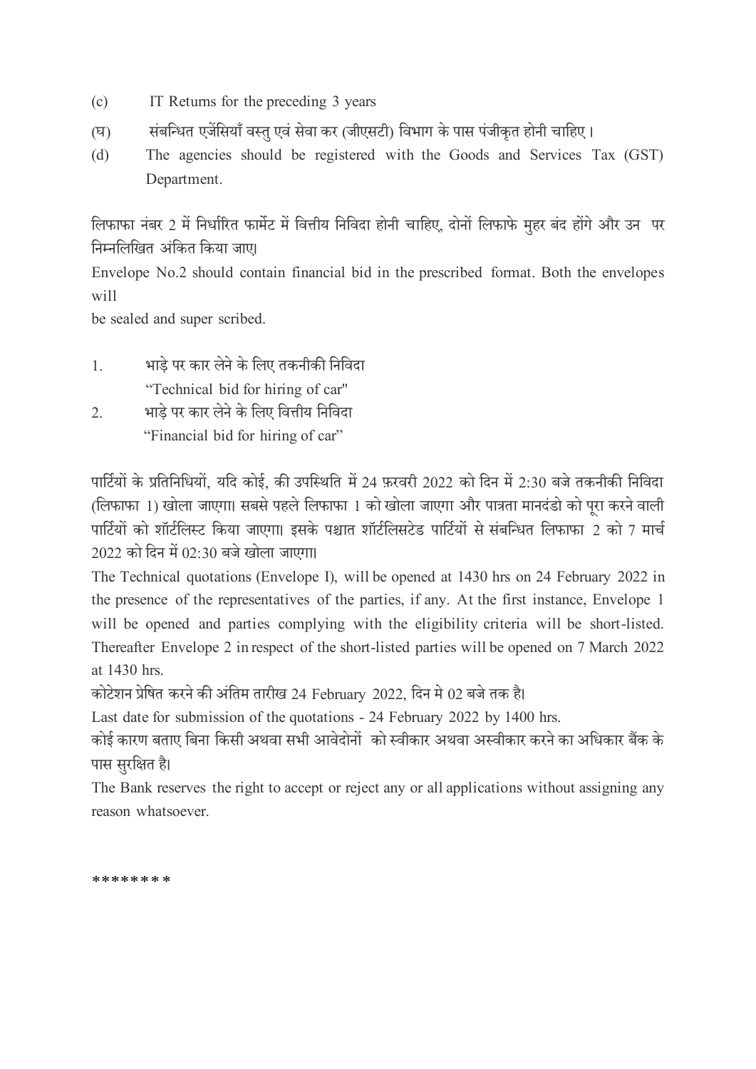(c) IT Returns for the preceding 3 years

(घ) संबन्धित एजेंसियाँ वस्तु एवं सेवा कर (जीएसटी) विभाग के पास पंजीकृत होनी चाहिए ।

(d) The agencies should be registered with the Goods and Services Tax (GST) Department.

लिफाफा नंबर 2 में निर्धारित फार्मेट में वित्तीय निविदा होनी चाहिए, दोनों लिफाफे मुहर बंद होंगे और उन पर निम्नलिखित अंकित किया जाए।

Envelope No.2 should contain financial bid in the prescribed format. Both the envelopes will
be sealed and super scribed.

1. भाड़े पर कार लेने के लिए तकनीकी निविदा
   "Technical bid for hiring of car"
2. भाड़े पर कार लेने के लिए वित्तीय निविदा
   "Financial bid for hiring of car"

पार्टियों के प्रतिनिधियों, यदि कोई, की उपस्थिति में 24 फ़रवरी 2022 को दिन में 2:30 बजे तकनीकी निविदा (लिफाफा 1) खोला जाएगा। सबसे पहले लिफाफा 1 को खोला जाएगा और पात्रता मानदंडो को पूरा करने वाली पार्टियों को शॉर्टलिस्ट किया जाएगा। इसके पश्चात शॉर्टलिसटेड पार्टियों से संबन्धित लिफाफा 2 को 7 मार्च 2022 को दिन में 02:30 बजे खोला जाएगा।

The Technical quotations (Envelope I), will be opened at 1430 hrs on 24 February 2022 in the presence of the representatives of the parties, if any. At the first instance, Envelope 1 will be opened and parties complying with the eligibility criteria will be short-listed. Thereafter Envelope 2 in respect of the short-listed parties will be opened on 7 March 2022 at 1430 hrs.

कोटेशन प्रेषित करने की अंतिम तारीख 24 February 2022, दिन मे 02 बजे तक है।

Last date for submission of the quotations - 24 February 2022 by 1400 hrs.

कोई कारण बताए बिना किसी अथवा सभी आवेदोनों को स्वीकार अथवा अस्वीकार करने का अधिकार बैंक के पास सुरक्षित है।

The Bank reserves the right to accept or reject any or all applications without assigning any reason whatsoever.

********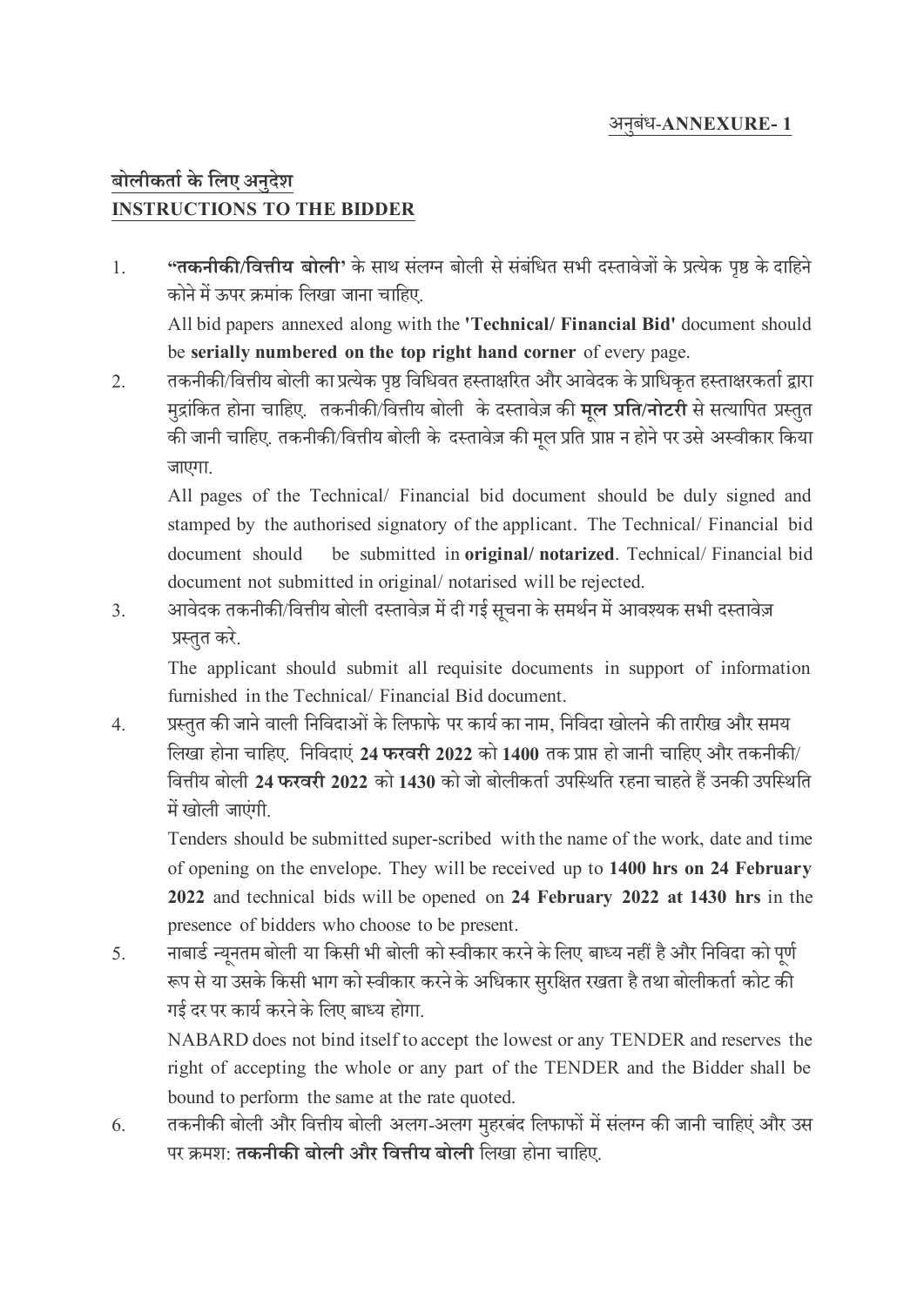अनुबंध-**ANNEXURE- 1**

## बोलीकर्ता के लिए अनुदेश
## INSTRUCTIONS TO THE BIDDER

1. **"तकनीकी/वित्तीय बोली'** के साथ संलग्न बोली से संबंधित सभी दस्तावेजों के प्रत्येक पृष्ठ के दाहिने कोने में ऊपर क्रमांक लिखा जाना चाहिए.

   All bid papers annexed along with the **'Technical/ Financial Bid'** document should be **serially numbered on the top right hand corner** of every page.

2. तकनीकी/वित्तीय बोली का प्रत्येक पृष्ठ विधिवत हस्ताक्षरित और आवेदक के प्राधिकृत हस्ताक्षरकर्ता द्वारा मुद्रांकित होना चाहिए. तकनीकी/वित्तीय बोली के दस्तावेज़ की **मूल प्रति/नोटरी** से सत्यापित प्रस्तुत की जानी चाहिए. तकनीकी/वित्तीय बोली के दस्तावेज़ की मूल प्रति प्राप्त न होने पर उसे अस्वीकार किया जाएगा.

   All pages of the Technical/ Financial bid document should be duly signed and stamped by the authorised signatory of the applicant. The Technical/ Financial bid document should be submitted in **original/ notarized**. Technical/ Financial bid document not submitted in original/ notarised will be rejected.

3. आवेदक तकनीकी/वित्तीय बोली दस्तावेज़ में दी गई सूचना के समर्थन में आवश्यक सभी दस्तावेज़ प्रस्तुत करे.

   The applicant should submit all requisite documents in support of information furnished in the Technical/ Financial Bid document.

4. प्रस्तुत की जाने वाली निविदाओं के लिफाफे पर कार्य का नाम, निविदा खोलने की तारीख और समय लिखा होना चाहिए. निविदाएं **24 फरवरी 2022** को **1400** तक प्राप्त हो जानी चाहिए और तकनीकी/ वित्तीय बोली **24 फरवरी 2022** को **1430** को जो बोलीकर्ता उपस्थिति रहना चाहते हैं उनकी उपस्थिति में खोली जाएंगी.

   Tenders should be submitted super-scribed with the name of the work, date and time of opening on the envelope. They will be received up to **1400 hrs on 24 February 2022** and technical bids will be opened on **24 February 2022 at 1430 hrs** in the presence of bidders who choose to be present.

5. नाबार्ड न्यूनतम बोली या किसी भी बोली को स्वीकार करने के लिए बाध्य नहीं है और निविदा को पूर्ण रूप से या उसके किसी भाग को स्वीकार करने के अधिकार सुरक्षित रखता है तथा बोलीकर्ता कोट की गई दर पर कार्य करने के लिए बाध्य होगा.

   NABARD does not bind itself to accept the lowest or any TENDER and reserves the right of accepting the whole or any part of the TENDER and the Bidder shall be bound to perform the same at the rate quoted.

6. तकनीकी बोली और वित्तीय बोली अलग-अलग मुहरबंद लिफाफों में संलग्न की जानी चाहिएं और उस पर क्रमश: **तकनीकी बोली और वित्तीय बोली** लिखा होना चाहिए.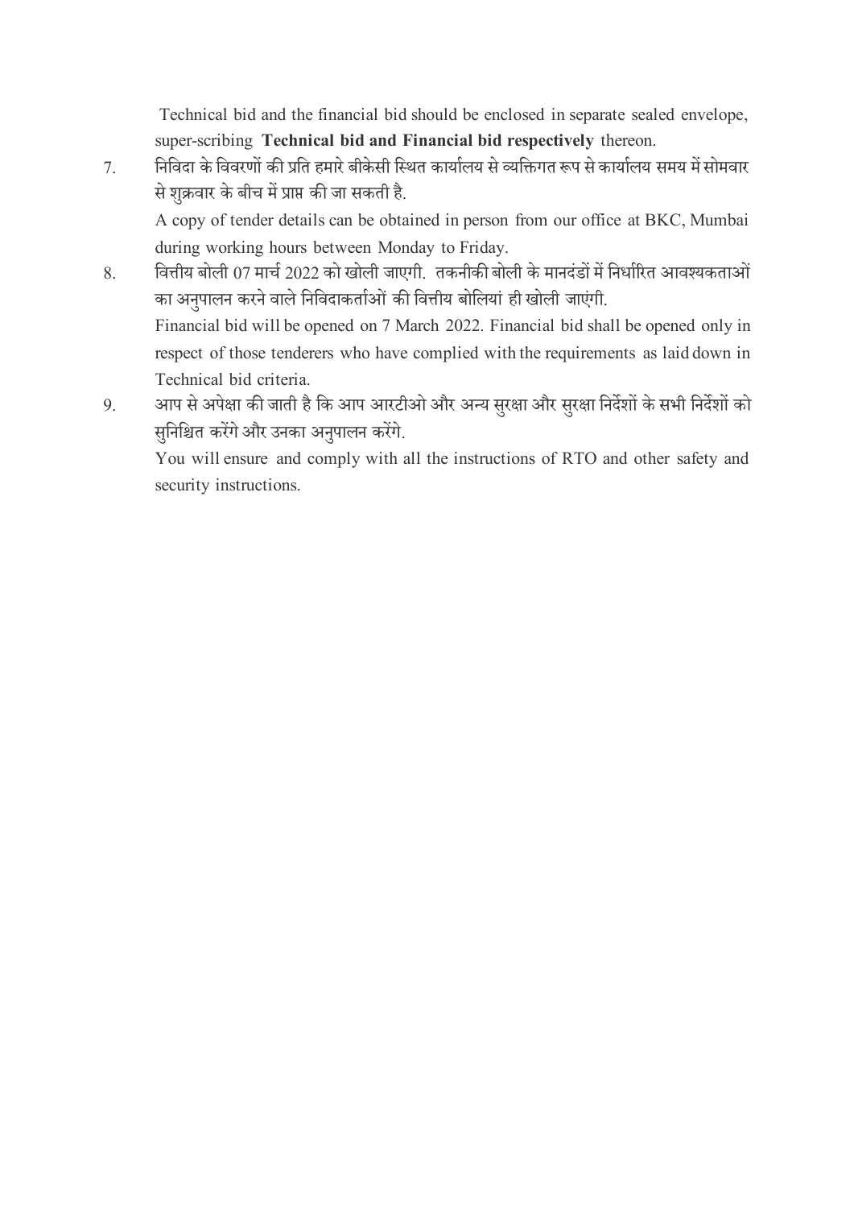Technical bid and the financial bid should be enclosed in separate sealed envelope, super-scribing **Technical bid and Financial bid respectively** thereon.

7. निविदा के विवरणों की प्रति हमारे बीकेसी स्थित कार्यालय से व्यक्तिगत रूप से कार्यालय समय में सोमवार से शुक्रवार के बीच में प्राप्त की जा सकती है.

   A copy of tender details can be obtained in person from our office at BKC, Mumbai during working hours between Monday to Friday.

8. वित्तीय बोली 07 मार्च 2022 को खोली जाएगी. तकनीकी बोली के मानदंडों में निर्धारित आवश्यकताओं का अनुपालन करने वाले निविदाकर्ताओं की वित्तीय बोलियां ही खोली जाएंगी.

   Financial bid will be opened on 7 March 2022. Financial bid shall be opened only in respect of those tenderers who have complied with the requirements as laid down in Technical bid criteria.

9. आप से अपेक्षा की जाती है कि आप आरटीओ और अन्य सुरक्षा और सुरक्षा निर्देशों के सभी निर्देशों को सुनिश्चित करेंगे और उनका अनुपालन करेंगे.

   You will ensure and comply with all the instructions of RTO and other safety and security instructions.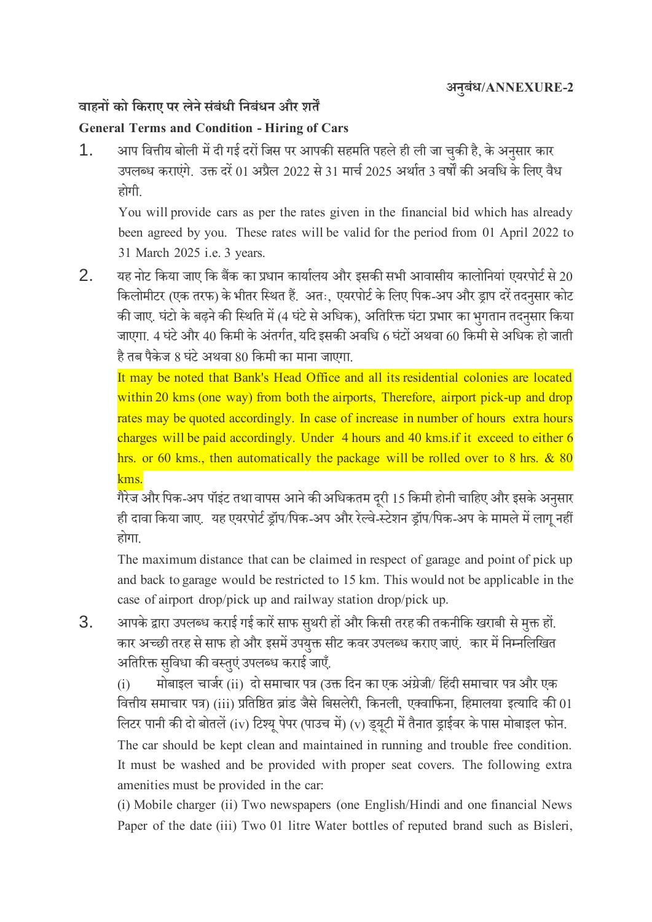**अनुबंध/ANNEXURE-2**

**वाहनों को किराए पर लेने संबंधी निबंधन और शर्तें**

**General Terms and Condition - Hiring of Cars**

1. आप वित्तीय बोली में दी गई दरों जिस पर आपकी सहमति पहले ही ली जा चुकी है, के अनुसार कार उपलब्ध कराएंगे. उक्त दरें 01 अप्रैल 2022 से 31 मार्च 2025 अर्थात 3 वर्षों की अवधि के लिए वैध होगी.

   You will provide cars as per the rates given in the financial bid which has already been agreed by you. These rates will be valid for the period from 01 April 2022 to 31 March 2025 i.e. 3 years.

2. यह नोट किया जाए कि बैंक का प्रधान कार्यालय और इसकी सभी आवासीय कालोनियां एयरपोर्ट से 20 किलोमीटर (एक तरफ) के भीतर स्थित हैं. अतः, एयरपोर्ट के लिए पिक-अप और ड्राप दरें तदनुसार कोट की जाए. घंटो के बढ़ने की स्थिति में (4 घंटे से अधिक), अतिरिक्त घंटा प्रभार का भुगतान तदनुसार किया जाएगा. 4 घंटे और 40 किमी के अंतर्गत, यदि इसकी अवधि 6 घंटों अथवा 60 किमी से अधिक हो जाती है तब पैकेज 8 घंटे अथवा 80 किमी का माना जाएगा.

   It may be noted that Bank's Head Office and all its residential colonies are located within 20 kms (one way) from both the airports, Therefore, airport pick-up and drop rates may be quoted accordingly. In case of increase in number of hours extra hours charges will be paid accordingly. Under 4 hours and 40 kms.if it exceed to either 6 hrs. or 60 kms., then automatically the package will be rolled over to 8 hrs. & 80 kms.

   गैरेज और पिक-अप पॉइंट तथा वापस आने की अधिकतम दूरी 15 किमी होनी चाहिए और इसके अनुसार ही दावा किया जाए. यह एयरपोर्ट ड्रॉप/पिक-अप और रेल्वे-स्टेशन ड्रॉप/पिक-अप के मामले में लागू नहीं होगा.

   The maximum distance that can be claimed in respect of garage and point of pick up and back to garage would be restricted to 15 km. This would not be applicable in the case of airport drop/pick up and railway station drop/pick up.

3. आपके द्वारा उपलब्ध कराई गई कारें साफ सुथरी हों और किसी तरह की तकनीकि खराबी से मुक्त हों. कार अच्छी तरह से साफ हो और इसमें उपयुक्त सीट कवर उपलब्ध कराए जाएं. कार में निम्नलिखित अतिरिक्त सुविधा की वस्तुएं उपलब्ध कराई जाएँ.

   (i) मोबाइल चार्जर (ii) दो समाचार पत्र (उक्त दिन का एक अंग्रेजी/ हिंदी समाचार पत्र और एक वित्तीय समाचार पत्र) (iii) प्रतिष्ठित ब्रांड जैसे बिसलेरी, किनली, एक्वाफिना, हिमालया इत्यादि की 01 लिटर पानी की दो बोतलें (iv) टिश्यू पेपर (पाउच में) (v) ड्यूटी में तैनात ड्राईवर के पास मोबाइल फोन.

   The car should be kept clean and maintained in running and trouble free condition. It must be washed and be provided with proper seat covers. The following extra amenities must be provided in the car:

   (i) Mobile charger (ii) Two newspapers (one English/Hindi and one financial News Paper of the date (iii) Two 01 litre Water bottles of reputed brand such as Bisleri,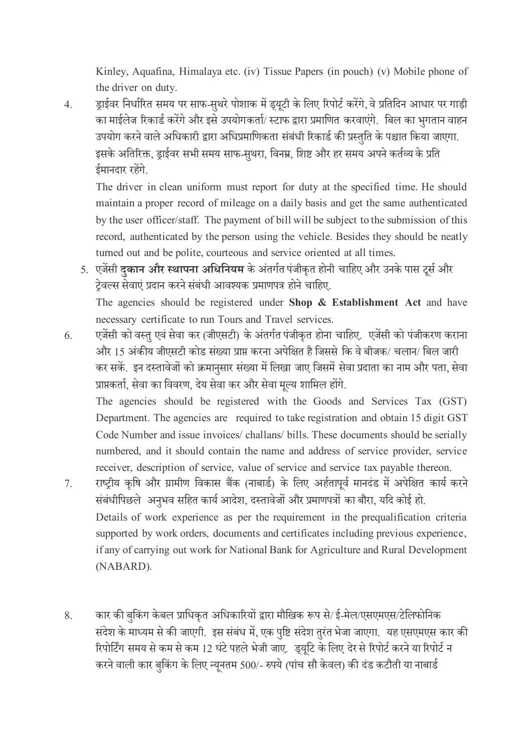Kinley, Aquafina, Himalaya etc. (iv) Tissue Papers (in pouch) (v) Mobile phone of the driver on duty.

4. ड्राईवर निर्धारित समय पर साफ-सुथरे पोशाक में ड्यूटी के लिए रिपोर्ट करेंगे, वे प्रतिदिन आधार पर गाड़ी का माईलेज रिकार्ड करेंगे और इसे उपयोगकर्ता/ स्टाफ द्वारा प्रमाणित करवाएंगे. बिल का भुगतान वाहन उपयोग करने वाले अधिकारी द्वारा अधिप्रमाणिकता संबंधी रिकार्ड की प्रस्तुति के पश्चात किया जाएगा. इसके अतिरिक्त, ड्राईवर सभी समय साफ-सुथरा, विनम्र, शिष्ट और हर समय अपने कर्तव्य के प्रति ईमानदार रहेंगे.

   The driver in clean uniform must report for duty at the specified time. He should maintain a proper record of mileage on a daily basis and get the same authenticated by the user officer/staff. The payment of bill will be subject to the submission of this record, authenticated by the person using the vehicle. Besides they should be neatly turned out and be polite, courteous and service oriented at all times.

5. एजेंसी **दुकान और स्थापना अधिनियम** के अंतर्गत पंजीकृत होनी चाहिए और उनके पास टूर्स और ट्रेवल्स सेवाएं प्रदान करने संबंधी आवश्यक प्रमाणपत्र होने चाहिए.

   The agencies should be registered under **Shop & Establishment Act** and have necessary certificate to run Tours and Travel services.

6. एजेंसी को वस्तु एवं सेवा कर (जीएसटी) के अंतर्गत पंजीकृत होना चाहिए. एजेंसी को पंजीकरण कराना और 15 अंकीय जीएसटी कोड संख्या प्राप्त करना अपेक्षित है जिससे कि वे बीजक/ चलान/ बिल जारी कर सकें. इन दस्तावेजों को क्रमानुसार संख्या में लिखा जाए जिसमें सेवा प्रदाता का नाम और पता, सेवा प्राप्तकर्ता, सेवा का विवरण, देय सेवा कर और सेवा मूल्य शामिल होंगे.

   The agencies should be registered with the Goods and Services Tax (GST) Department. The agencies are required to take registration and obtain 15 digit GST Code Number and issue invoices/ challans/ bills. These documents should be serially numbered, and it should contain the name and address of service provider, service receiver, description of service, value of service and service tax payable thereon.

7. राष्ट्रीय कृषि और ग्रामीण विकास बैंक (नाबार्ड) के लिए अर्हतापूर्व मानदंड में अपेक्षित कार्य करने संबंधीपिछले अनुभव सहित कार्य आदेश, दस्तावेजों और प्रमाणपत्रों का बौरा, यदि कोई हो.

   Details of work experience as per the requirement in the prequalification criteria supported by work orders, documents and certificates including previous experience, if any of carrying out work for National Bank for Agriculture and Rural Development (NABARD).

8. कार की बुकिंग केवल प्राधिकृत अधिकारियों द्वारा मौखिक रूप से/ ई-मेल/एसएमएस/टेलिफोनिक संदेश के माध्यम से की जाएगी. इस संबंध में, एक पुष्टि संदेश तुरंत भेजा जाएगा. यह एसएमएस कार की रिपोर्टिंग समय से कम से कम 12 घंटे पहले भेजी जाए. ड्यूटि के लिए देर से रिपोर्ट करने या रिपोर्ट न करने वाली कार बुकिंग के लिए न्यूनतम 500/- रुपये (पांच सौ केवल) की दंड कटौती या नाबार्ड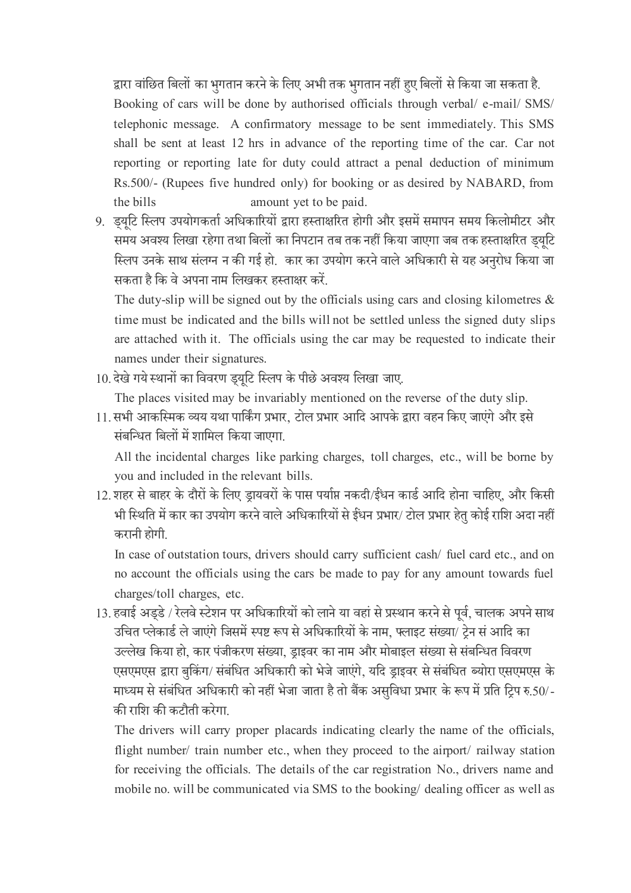द्वारा वांछित बिलों का भुगतान करने के लिए अभी तक भुगतान नहीं हुए बिलों से किया जा सकता है.

Booking of cars will be done by authorised officials through verbal/ e-mail/ SMS/ telephonic message. A confirmatory message to be sent immediately. This SMS shall be sent at least 12 hrs in advance of the reporting time of the car. Car not reporting or reporting late for duty could attract a penal deduction of minimum Rs.500/- (Rupees five hundred only) for booking or as desired by NABARD, from the bills amount yet to be paid.

9. ड्यूटि स्लिप उपयोगकर्ता अधिकारियों द्वारा हस्ताक्षरित होगी और इसमें समापन समय किलोमीटर और समय अवश्य लिखा रहेगा तथा बिलों का निपटान तब तक नहीं किया जाएगा जब तक हस्ताक्षरित ड्यूटि स्लिप उनके साथ संलग्न न की गई हो. कार का उपयोग करने वाले अधिकारी से यह अनुरोध किया जा सकता है कि वे अपना नाम लिखकर हस्ताक्षर करें.

   The duty-slip will be signed out by the officials using cars and closing kilometres & time must be indicated and the bills will not be settled unless the signed duty slips are attached with it. The officials using the car may be requested to indicate their names under their signatures.

10. देखे गये स्थानों का विवरण ड्यूटि स्लिप के पीछे अवश्य लिखा जाए.

    The places visited may be invariably mentioned on the reverse of the duty slip.

11. सभी आकस्मिक व्यय यथा पार्किंग प्रभार, टोल प्रभार आदि आपके द्वारा वहन किए जाएंगे और इसे संबन्धित बिलों में शामिल किया जाएगा.

    All the incidental charges like parking charges, toll charges, etc., will be borne by you and included in the relevant bills.

12. शहर से बाहर के दौरों के लिए ड्रायवरों के पास पर्याप्त नकदी/ईंधन कार्ड आदि होना चाहिए, और किसी भी स्थिति में कार का उपयोग करने वाले अधिकारियों से ईंधन प्रभार/ टोल प्रभार हेतु कोई राशि अदा नहीं करानी होगी.

    In case of outstation tours, drivers should carry sufficient cash/ fuel card etc., and on no account the officials using the cars be made to pay for any amount towards fuel charges/toll charges, etc.

13. हवाई अड्डे / रेलवे स्टेशन पर अधिकारियों को लाने या वहां से प्रस्थान करने से पूर्व, चालक अपने साथ उचित प्लेकार्ड ले जाएंगे जिसमें स्पष्ट रूप से अधिकारियों के नाम, फ्लाइट संख्या/ ट्रेन सं आदि का उल्लेख किया हो, कार पंजीकरण संख्या, ड्राइवर का नाम और मोबाइल संख्या से संबन्धित विवरण एसएमएस द्वारा बुकिंग/ संबंधित अधिकारी को भेजे जाएंगे, यदि ड्राइवर से संबंधित ब्योरा एसएमएस के माध्यम से संबंधित अधिकारी को नहीं भेजा जाता है तो बैंक असुविधा प्रभार के रूप में प्रति ट्रिप रु.50/- की राशि की कटौती करेगा.

    The drivers will carry proper placards indicating clearly the name of the officials, flight number/ train number etc., when they proceed to the airport/ railway station for receiving the officials. The details of the car registration No., drivers name and mobile no. will be communicated via SMS to the booking/ dealing officer as well as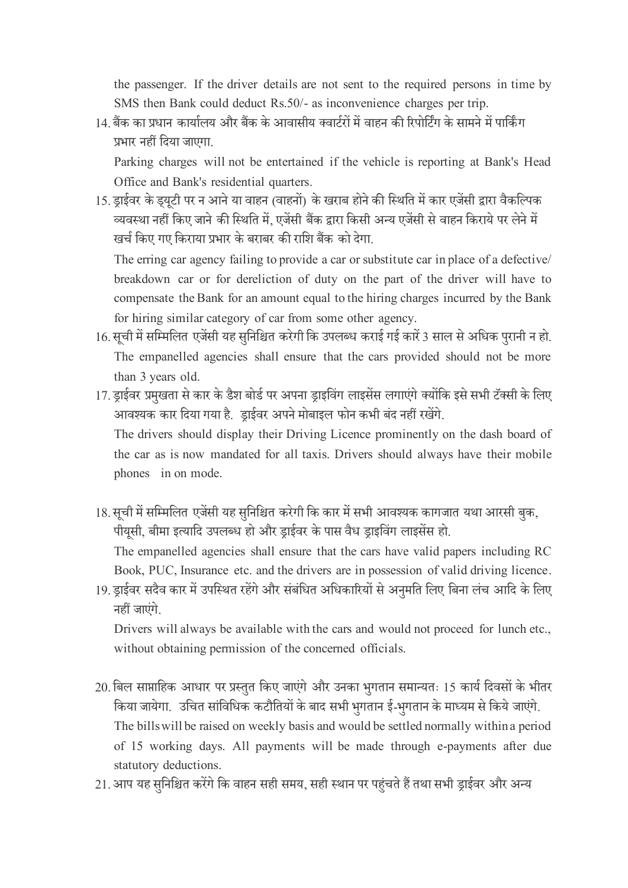the passenger. If the driver details are not sent to the required persons in time by SMS then Bank could deduct Rs.50/- as inconvenience charges per trip.

14. बैंक का प्रधान कार्यालय और बैंक के आवासीय क्वार्टरों में वाहन की रिपोर्टिंग के सामने में पार्किंग प्रभार नहीं दिया जाएगा.

    Parking charges will not be entertained if the vehicle is reporting at Bank's Head Office and Bank's residential quarters.

15. ड्राईवर के ड्यूटी पर न आने या वाहन (वाहनों) के खराब होने की स्थिति में कार एजेंसी द्वारा वैकल्पिक व्यवस्था नहीं किए जाने की स्थिति में, एजेंसी बैंक द्वारा किसी अन्य एजेंसी से वाहन किराये पर लेने में खर्च किए गए किराया प्रभार के बराबर की राशि बैंक को देगा.

    The erring car agency failing to provide a car or substitute car in place of a defective/ breakdown car or for dereliction of duty on the part of the driver will have to compensate the Bank for an amount equal to the hiring charges incurred by the Bank for hiring similar category of car from some other agency.

16. सूची में सम्मिलित एजेंसी यह सुनिश्चित करेगी कि उपलब्ध कराई गई कारें 3 साल से अधिक पुरानी न हो.
    The empanelled agencies shall ensure that the cars provided should not be more than 3 years old.

17. ड्राईवर प्रमुखता से कार के डैश बोर्ड पर अपना ड्राइविंग लाइसेंस लगाएंगे क्योंकि इसे सभी टॅक्सी के लिए आवश्यक कार दिया गया है. ड्राईवर अपने मोबाइल फोन कभी बंद नहीं रखेंगे.

    The drivers should display their Driving Licence prominently on the dash board of the car as is now mandated for all taxis. Drivers should always have their mobile phones in on mode.

18. सूची में सम्मिलित एजेंसी यह सुनिश्चित करेगी कि कार में सभी आवश्यक कागजात यथा आरसी बुक, पीयूसी, बीमा इत्यादि उपलब्ध हो और ड्राईवर के पास वैध ड्राइविंग लाइसेंस हो.

    The empanelled agencies shall ensure that the cars have valid papers including RC Book, PUC, Insurance etc. and the drivers are in possession of valid driving licence.

19. ड्राईवर सदैव कार में उपस्थित रहेंगे और संबंधित अधिकारियों से अनुमति लिए बिना लंच आदि के लिए नहीं जाएंगे.

    Drivers will always be available with the cars and would not proceed for lunch etc., without obtaining permission of the concerned officials.

20. बिल साप्ताहिक आधार पर प्रस्तुत किए जाएंगे और उनका भुगतान समान्यतः 15 कार्य दिवसों के भीतर किया जायेगा. उचित सांविधिक कटौतियों के बाद सभी भुगतान ई-भुगतान के माध्यम से किये जाएंगे.
    The bills will be raised on weekly basis and would be settled normally within a period of 15 working days. All payments will be made through e-payments after due statutory deductions.

21. आप यह सुनिश्चित करेंगे कि वाहन सही समय, सही स्थान पर पहुंचते हैं तथा सभी ड्राईवर और अन्य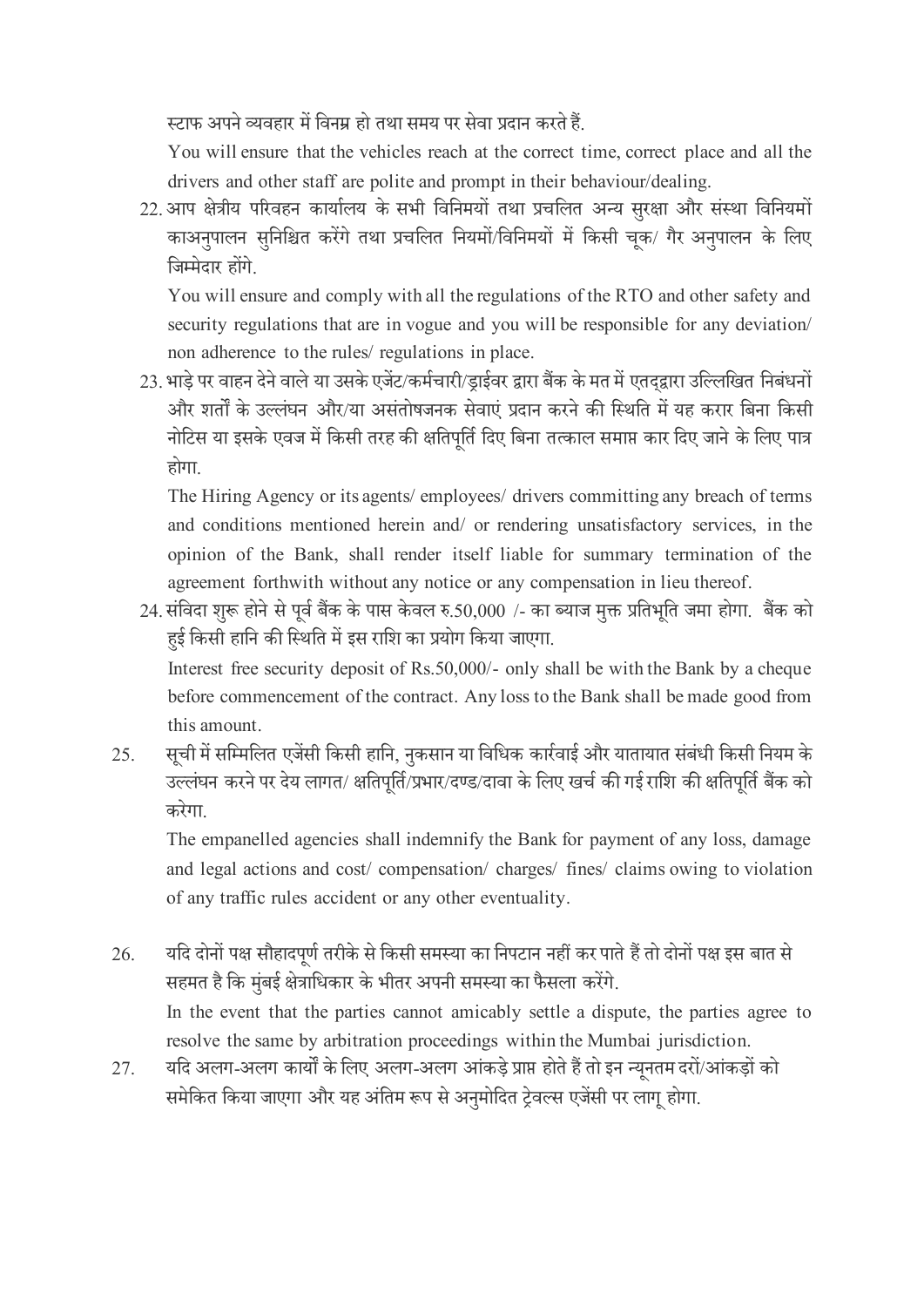स्टाफ अपने व्यवहार में विनम्र हो तथा समय पर सेवा प्रदान करते हैं.

You will ensure that the vehicles reach at the correct time, correct place and all the drivers and other staff are polite and prompt in their behaviour/dealing.

22. आप क्षेत्रीय परिवहन कार्यालय के सभी विनियमों तथा प्रचलित अन्य सुरक्षा और संस्था विनियमों काअनुपालन सुनिश्चित करेंगे तथा प्रचलित नियमों/विनियमों में किसी चूक/ गैर अनुपालन के लिए जिम्मेदार होंगे.

    You will ensure and comply with all the regulations of the RTO and other safety and security regulations that are in vogue and you will be responsible for any deviation/ non adherence to the rules/ regulations in place.

23. भाड़े पर वाहन देने वाले या उसके एजेंट/कर्मचारी/ड्राईवर द्वारा बैंक के मत में एतद्द्वारा उल्लिखित निबंधनों और शर्तों के उल्लंघन और/या असंतोषजनक सेवाएं प्रदान करने की स्थिति में यह करार बिना किसी नोटिस या इसके एवज में किसी तरह की क्षतिपूर्ति दिए बिना तत्काल समाप्त कार दिए जाने के लिए पात्र होगा.

    The Hiring Agency or its agents/ employees/ drivers committing any breach of terms and conditions mentioned herein and/ or rendering unsatisfactory services, in the opinion of the Bank, shall render itself liable for summary termination of the agreement forthwith without any notice or any compensation in lieu thereof.

24. संविदा शुरू होने से पूर्व बैंक के पास केवल रु.50,000 /- का ब्याज मुक्त प्रतिभूति जमा होगा. बैंक को हुई किसी हानि की स्थिति में इस राशि का प्रयोग किया जाएगा.

    Interest free security deposit of Rs.50,000/- only shall be with the Bank by a cheque before commencement of the contract. Any loss to the Bank shall be made good from this amount.

25. सूची में सम्मिलित एजेंसी किसी हानि, नुकसान या विधिक कार्रवाई और यातायात संबंधी किसी नियम के उल्लंघन करने पर देय लागत/ क्षतिपूर्ति/प्रभार/दण्ड/दावा के लिए खर्च की गई राशि की क्षतिपूर्ति बैंक को करेगा.

    The empanelled agencies shall indemnify the Bank for payment of any loss, damage and legal actions and cost/ compensation/ charges/ fines/ claims owing to violation of any traffic rules accident or any other eventuality.

26. यदि दोनों पक्ष सौहादपूर्ण तरीके से किसी समस्या का निपटान नहीं कर पाते हैं तो दोनों पक्ष इस बात से सहमत है कि मुंबई क्षेत्राधिकार के भीतर अपनी समस्या का फैसला करेंगे.

    In the event that the parties cannot amicably settle a dispute, the parties agree to resolve the same by arbitration proceedings within the Mumbai jurisdiction.

27. यदि अलग-अलग कार्यों के लिए अलग-अलग आंकड़े प्राप्त होते हैं तो इन न्यूनतम दरों/आंकड़ों को समेकित किया जाएगा और यह अंतिम रूप से अनुमोदित ट्रेवल्स एजेंसी पर लागू होगा.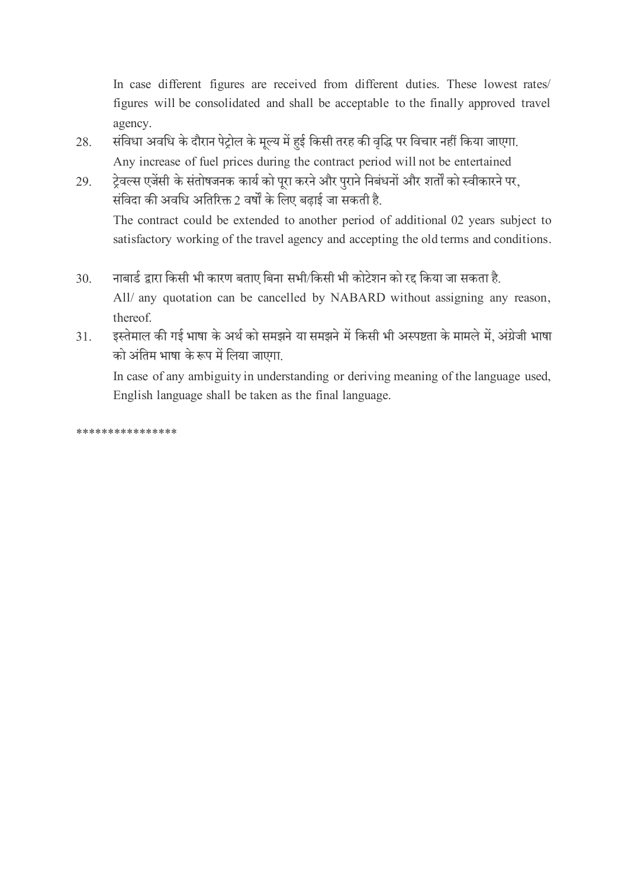In case different figures are received from different duties. These lowest rates/ figures will be consolidated and shall be acceptable to the finally approved travel agency.

28. संविधा अवधि के दौरान पेट्रोल के मूल्य में हुई किसी तरह की वृद्धि पर विचार नहीं किया जाएगा.
    Any increase of fuel prices during the contract period will not be entertained

29. ट्रेवल्स एजेंसी के संतोषजनक कार्य को पूरा करने और पुराने निबंधनों और शर्तों को स्वीकारने पर, संविदा की अवधि अतिरिक्त 2 वर्षों के लिए बढ़ाई जा सकती है.
    The contract could be extended to another period of additional 02 years subject to satisfactory working of the travel agency and accepting the old terms and conditions.

30. नाबार्ड द्वारा किसी भी कारण बताए बिना सभी/किसी भी कोटेशन को रद्द किया जा सकता है.
    All/ any quotation can be cancelled by NABARD without assigning any reason, thereof.

31. इस्तेमाल की गई भाषा के अर्थ को समझने या समझने में किसी भी अस्पष्टता के मामले में, अंग्रेजी भाषा को अंतिम भाषा के रूप में लिया जाएगा.
    In case of any ambiguity in understanding or deriving meaning of the language used, English language shall be taken as the final language.

\*\*\*\*\*\*\*\*\*\*\*\*\*\*\*\*